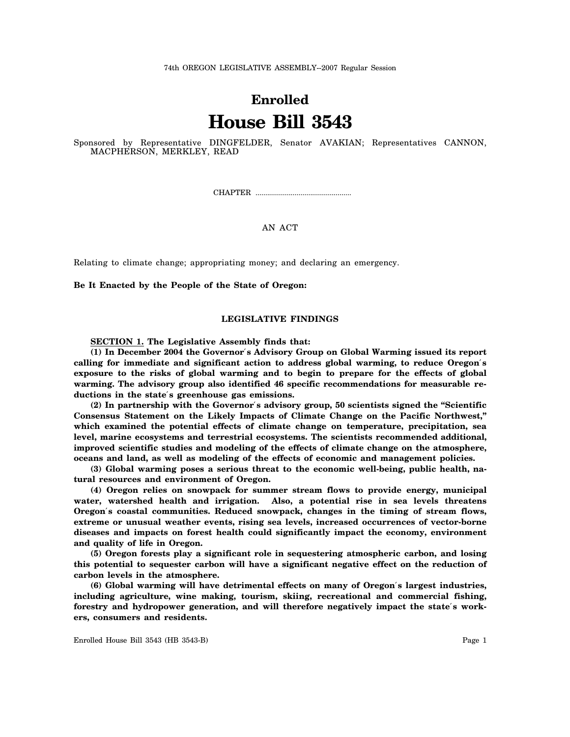74th OREGON LEGISLATIVE ASSEMBLY--2007 Regular Session

# Enrolled

# House Bill 3543

Sponsored by Representative DINGFELDER, Senator AVAKIAN; Representatives CANNON, MACPHERSON, MERKLEY, READ

CHAPTER ................................................

AN ACT

Relating to climate change; appropriating money; and declaring an emergency.

**Be It Enacted by the People of the State of Oregon:**

## LEGISLATIVE FINDINGS

**SECTION 1. The Legislative Assembly finds that:**

**(1) In December 2004 the Governor's Advisory Group on Global Warming issued its report calling for immediate and significant action to address global warming, to reduce Oregon's exposure to the risks of global warming and to begin to prepare for the effects of global warming. The advisory group also identified 46 specific recommendations for measurable reductions in the state's greenhouse gas emissions.**

**(2) In partnership with the Governor's advisory group, 50 scientists signed the "Scientific Consensus Statement on the Likely Impacts of Climate Change on the Pacific Northwest," which examined the potential effects of climate change on temperature, precipitation, sea level, marine ecosystems and terrestrial ecosystems. The scientists recommended additional, improved scientific studies and modeling of the effects of climate change on the atmosphere, oceans and land, as well as modeling of the effects of economic and management policies.**

**(3) Global warming poses a serious threat to the economic well-being, public health, natural resources and environment of Oregon.**

**(4) Oregon relies on snowpack for summer stream flows to provide energy, municipal water, watershed health and irrigation. Also, a potential rise in sea levels threatens Oregon's coastal communities. Reduced snowpack, changes in the timing of stream flows, extreme or unusual weather events, rising sea levels, increased occurrences of vector-borne diseases and impacts on forest health could significantly impact the economy, environment and quality of life in Oregon.**

**(5) Oregon forests play a significant role in sequestering atmospheric carbon, and losing this potential to sequester carbon will have a significant negative effect on the reduction of carbon levels in the atmosphere.**

**(6) Global warming will have detrimental effects on many of Oregon's largest industries, including agriculture, wine making, tourism, skiing, recreational and commercial fishing, forestry and hydropower generation, and will therefore negatively impact the state's workers, consumers and residents.**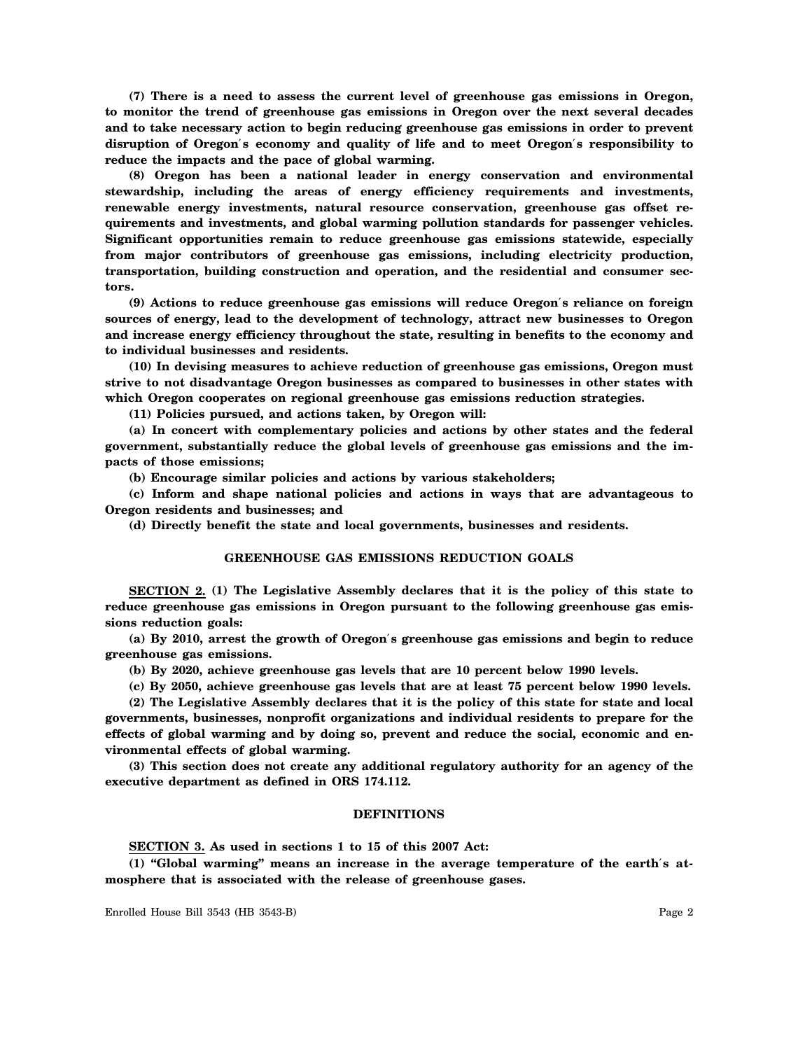**(7) There is a need to assess the current level of greenhouse gas emissions in Oregon, to monitor the trend of greenhouse gas emissions in Oregon over the next several decades and to take necessary action to begin reducing greenhouse gas emissions in order to prevent disruption of Oregon′s economy and quality of life and to meet Oregon′s responsibility to reduce the impacts and the pace of global warming.**

**(8) Oregon has been a national leader in energy conservation and environmental stewardship, including the areas of energy efficiency requirements and investments, renewable energy investments, natural resource conservation, greenhouse gas offset requirements and investments, and global warming pollution standards for passenger vehicles. Significant opportunities remain to reduce greenhouse gas emissions statewide, especially from major contributors of greenhouse gas emissions, including electricity production, transportation, building construction and operation, and the residential and consumer sectors.**

**(9) Actions to reduce greenhouse gas emissions will reduce Oregon′s reliance on foreign sources of energy, lead to the development of technology, attract new businesses to Oregon and increase energy efficiency throughout the state, resulting in benefits to the economy and to individual businesses and residents.**

**(10) In devising measures to achieve reduction of greenhouse gas emissions, Oregon must strive to not disadvantage Oregon businesses as compared to businesses in other states with which Oregon cooperates on regional greenhouse gas emissions reduction strategies.**

**(11) Policies pursued, and actions taken, by Oregon will:**

**(a) In concert with complementary policies and actions by other states and the federal government, substantially reduce the global levels of greenhouse gas emissions and the impacts of those emissions;**

**(b) Encourage similar policies and actions by various stakeholders;**

**(c) Inform and shape national policies and actions in ways that are advantageous to Oregon residents and businesses; and**

**(d) Directly benefit the state and local governments, businesses and residents.**

## GREENHOUSE GAS EMISSIONS REDUCTION GOALS

**SECTION 2. (1) The Legislative Assembly declares that it is the policy of this state to reduce greenhouse gas emissions in Oregon pursuant to the following greenhouse gas emissions reduction goals:**

**(a) By 2010, arrest the growth of Oregon′s greenhouse gas emissions and begin to reduce greenhouse gas emissions.**

**(b) By 2020, achieve greenhouse gas levels that are 10 percent below 1990 levels.**

**(c) By 2050, achieve greenhouse gas levels that are at least 75 percent below 1990 levels.**

**(2) The Legislative Assembly declares that it is the policy of this state for state and local governments, businesses, nonprofit organizations and individual residents to prepare for the effects of global warming and by doing so, prevent and reduce the social, economic and environmental effects of global warming.**

**(3) This section does not create any additional regulatory authority for an agency of the executive department as defined in ORS 174.112.**

## DEFINITIONS

**SECTION 3. As used in sections 1 to 15 of this 2007 Act:**

**(1) "Global warming" means an increase in the average temperature of the earth′s atmosphere that is associated with the release of greenhouse gases.**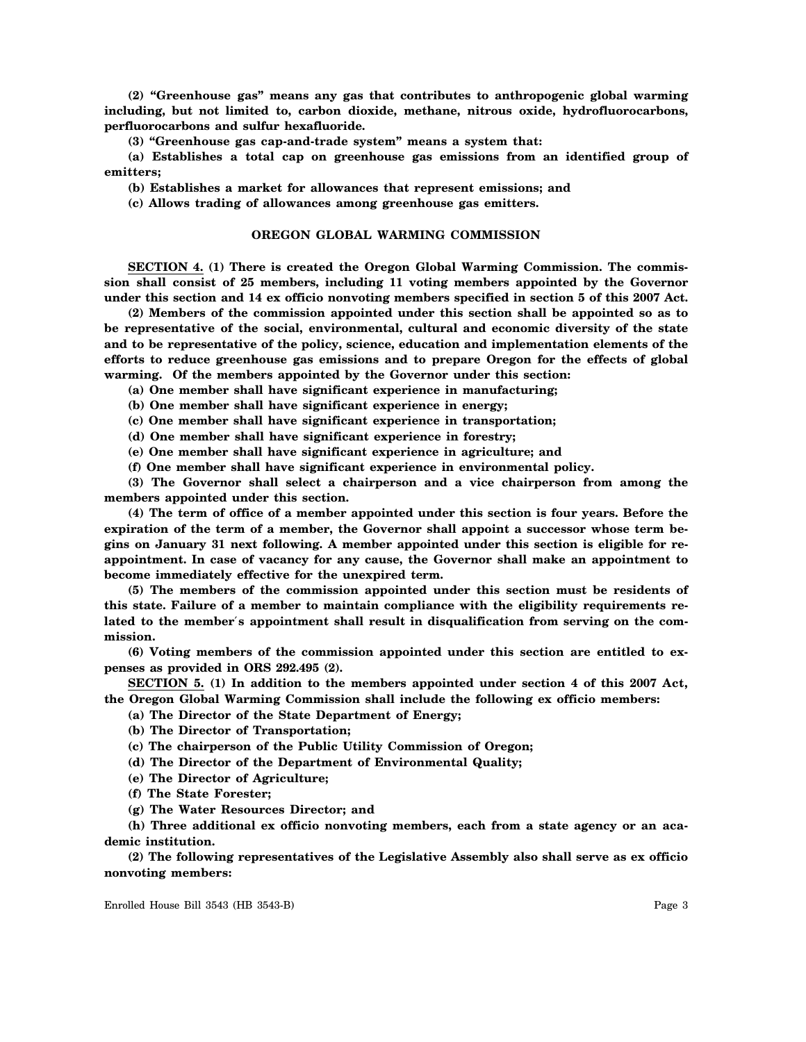**(2) "Greenhouse gas" means any gas that contributes to anthropogenic global warming including, but not limited to, carbon dioxide, methane, nitrous oxide, hydrofluorocarbons, perfluorocarbons and sulfur hexafluoride.**

**(3) "Greenhouse gas cap-and-trade system" means a system that:**

**(a) Establishes a total cap on greenhouse gas emissions from an identified group of emitters;**

**(b) Establishes a market for allowances that represent emissions; and**

**(c) Allows trading of allowances among greenhouse gas emitters.**

## OREGON GLOBAL WARMING COMMISSION

**SECTION 4. (1) There is created the Oregon Global Warming Commission. The commission shall consist of 25 members, including 11 voting members appointed by the Governor under this section and 14 ex officio nonvoting members specified in section 5 of this 2007 Act.**

**(2) Members of the commission appointed under this section shall be appointed so as to be representative of the social, environmental, cultural and economic diversity of the state and to be representative of the policy, science, education and implementation elements of the efforts to reduce greenhouse gas emissions and to prepare Oregon for the effects of global warming. Of the members appointed by the Governor under this section:**

**(a) One member shall have significant experience in manufacturing;**

**(b) One member shall have significant experience in energy;**

**(c) One member shall have significant experience in transportation;**

**(d) One member shall have significant experience in forestry;**

**(e) One member shall have significant experience in agriculture; and**

**(f) One member shall have significant experience in environmental policy.**

**(3) The Governor shall select a chairperson and a vice chairperson from among the members appointed under this section.**

**(4) The term of office of a member appointed under this section is four years. Before the expiration of the term of a member, the Governor shall appoint a successor whose term begins on January 31 next following. A member appointed under this section is eligible for reappointment. In case of vacancy for any cause, the Governor shall make an appointment to become immediately effective for the unexpired term.**

**(5) The members of the commission appointed under this section must be residents of this state. Failure of a member to maintain compliance with the eligibility requirements related to the member's appointment shall result in disqualification from serving on the commission.**

**(6) Voting members of the commission appointed under this section are entitled to expenses as provided in ORS 292.495 (2).**

**SECTION 5. (1) In addition to the members appointed under section 4 of this 2007 Act, the Oregon Global Warming Commission shall include the following ex officio members:**

**(a) The Director of the State Department of Energy;**

**(b) The Director of Transportation;**

**(c) The chairperson of the Public Utility Commission of Oregon;**

**(d) The Director of the Department of Environmental Quality;**

**(e) The Director of Agriculture;**

**(f) The State Forester;**

**(g) The Water Resources Director; and**

**(h) Three additional ex officio nonvoting members, each from a state agency or an academic institution.**

**(2) The following representatives of the Legislative Assembly also shall serve as ex officio nonvoting members:**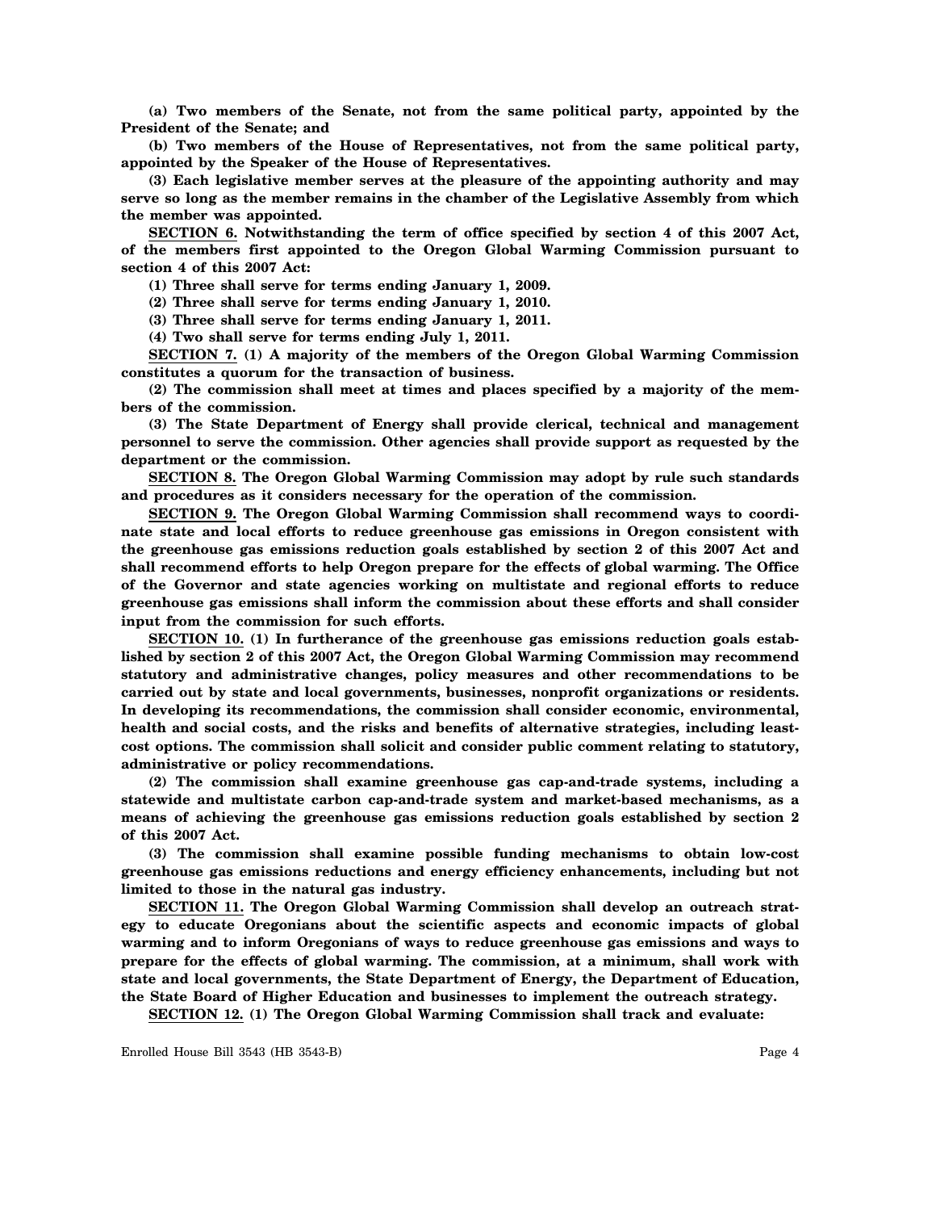**(a) Two members of the Senate, not from the same political party, appointed by the President of the Senate; and**

**(b) Two members of the House of Representatives, not from the same political party, appointed by the Speaker of the House of Representatives.**

**(3) Each legislative member serves at the pleasure of the appointing authority and may serve so long as the member remains in the chamber of the Legislative Assembly from which the member was appointed.**

**SECTION 6. Notwithstanding the term of office specified by section 4 of this 2007 Act, of the members first appointed to the Oregon Global Warming Commission pursuant to section 4 of this 2007 Act:**

**(1) Three shall serve for terms ending January 1, 2009.**

**(2) Three shall serve for terms ending January 1, 2010.**

**(3) Three shall serve for terms ending January 1, 2011.**

**(4) Two shall serve for terms ending July 1, 2011.**

**SECTION 7. (1) A majority of the members of the Oregon Global Warming Commission constitutes a quorum for the transaction of business.**

**(2) The commission shall meet at times and places specified by a majority of the members of the commission.**

**(3) The State Department of Energy shall provide clerical, technical and management personnel to serve the commission. Other agencies shall provide support as requested by the department or the commission.**

**SECTION 8. The Oregon Global Warming Commission may adopt by rule such standards and procedures as it considers necessary for the operation of the commission.**

**SECTION 9. The Oregon Global Warming Commission shall recommend ways to coordinate state and local efforts to reduce greenhouse gas emissions in Oregon consistent with the greenhouse gas emissions reduction goals established by section 2 of this 2007 Act and shall recommend efforts to help Oregon prepare for the effects of global warming. The Office of the Governor and state agencies working on multistate and regional efforts to reduce greenhouse gas emissions shall inform the commission about these efforts and shall consider input from the commission for such efforts.**

**SECTION 10. (1) In furtherance of the greenhouse gas emissions reduction goals established by section 2 of this 2007 Act, the Oregon Global Warming Commission may recommend statutory and administrative changes, policy measures and other recommendations to be carried out by state and local governments, businesses, nonprofit organizations or residents. In developing its recommendations, the commission shall consider economic, environmental, health and social costs, and the risks and benefits of alternative strategies, including least-cost options. The commission shall solicit and consider public comment relating to statutory, administrative or policy recommendations.**

**(2) The commission shall examine greenhouse gas cap-and-trade systems, including a statewide and multistate carbon cap-and-trade system and market-based mechanisms, as a means of achieving the greenhouse gas emissions reduction goals established by section 2 of this 2007 Act.**

**(3) The commission shall examine possible funding mechanisms to obtain low-cost greenhouse gas emissions reductions and energy efficiency enhancements, including but not limited to those in the natural gas industry.**

**SECTION 11. The Oregon Global Warming Commission shall develop an outreach strategy to educate Oregonians about the scientific aspects and economic impacts of global warming and to inform Oregonians of ways to reduce greenhouse gas emissions and ways to prepare for the effects of global warming. The commission, at a minimum, shall work with state and local governments, the State Department of Energy, the Department of Education, the State Board of Higher Education and businesses to implement the outreach strategy.**

**SECTION 12. (1) The Oregon Global Warming Commission shall track and evaluate:**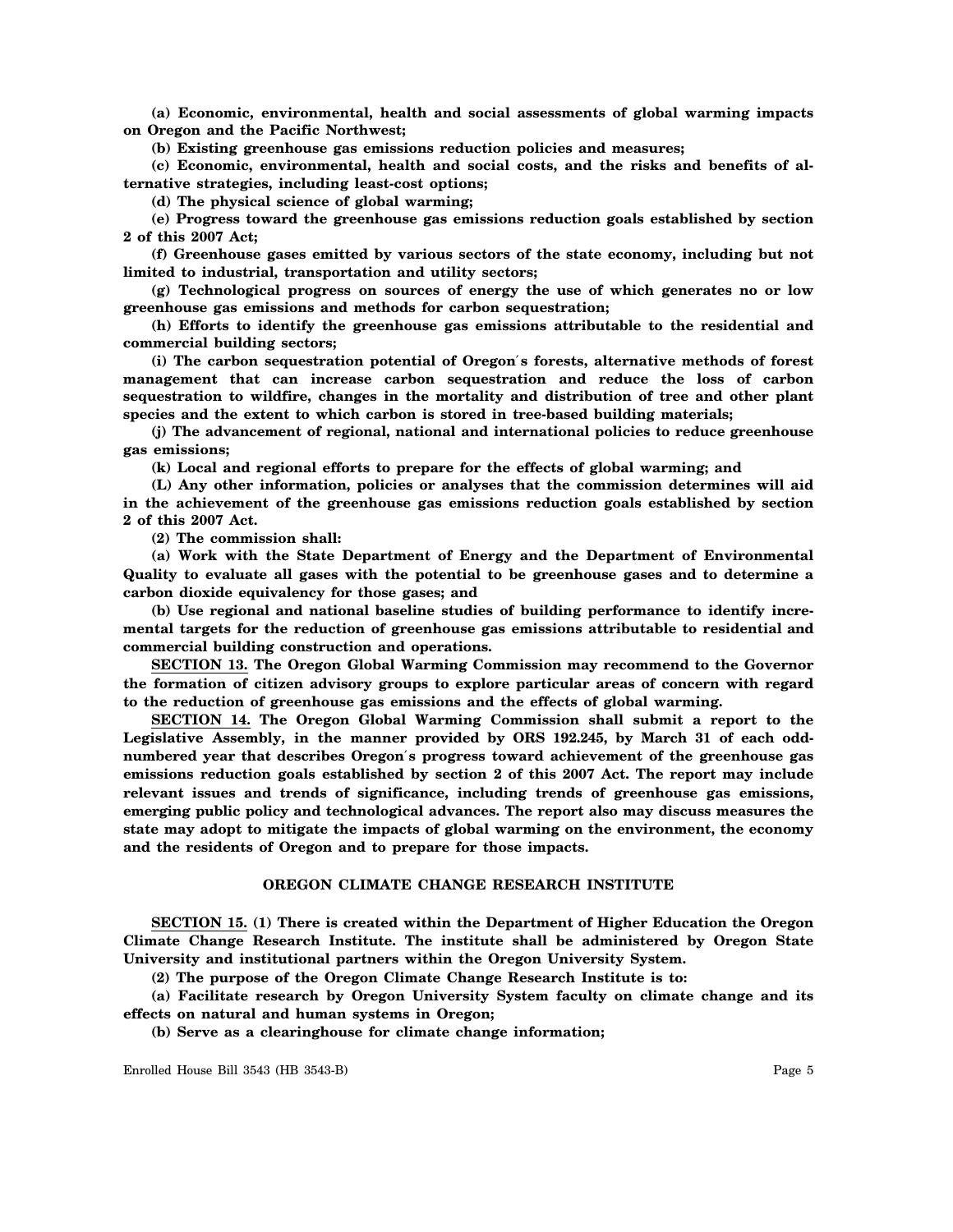**(a) Economic, environmental, health and social assessments of global warming impacts on Oregon and the Pacific Northwest;**

**(b) Existing greenhouse gas emissions reduction policies and measures;**

**(c) Economic, environmental, health and social costs, and the risks and benefits of alternative strategies, including least-cost options;**

**(d) The physical science of global warming;**

**(e) Progress toward the greenhouse gas emissions reduction goals established by section 2 of this 2007 Act;**

**(f) Greenhouse gases emitted by various sectors of the state economy, including but not limited to industrial, transportation and utility sectors;**

**(g) Technological progress on sources of energy the use of which generates no or low greenhouse gas emissions and methods for carbon sequestration;**

**(h) Efforts to identify the greenhouse gas emissions attributable to the residential and commercial building sectors;**

**(i) The carbon sequestration potential of Oregon′s forests, alternative methods of forest management that can increase carbon sequestration and reduce the loss of carbon sequestration to wildfire, changes in the mortality and distribution of tree and other plant species and the extent to which carbon is stored in tree-based building materials;**

**(j) The advancement of regional, national and international policies to reduce greenhouse gas emissions;**

**(k) Local and regional efforts to prepare for the effects of global warming; and**

**(L) Any other information, policies or analyses that the commission determines will aid in the achievement of the greenhouse gas emissions reduction goals established by section 2 of this 2007 Act.**

**(2) The commission shall:**

**(a) Work with the State Department of Energy and the Department of Environmental Quality to evaluate all gases with the potential to be greenhouse gases and to determine a carbon dioxide equivalency for those gases; and**

**(b) Use regional and national baseline studies of building performance to identify incremental targets for the reduction of greenhouse gas emissions attributable to residential and commercial building construction and operations.**

**SECTION 13. The Oregon Global Warming Commission may recommend to the Governor the formation of citizen advisory groups to explore particular areas of concern with regard to the reduction of greenhouse gas emissions and the effects of global warming.**

**SECTION 14. The Oregon Global Warming Commission shall submit a report to the Legislative Assembly, in the manner provided by ORS 192.245, by March 31 of each odd-numbered year that describes Oregon′s progress toward achievement of the greenhouse gas emissions reduction goals established by section 2 of this 2007 Act. The report may include relevant issues and trends of significance, including trends of greenhouse gas emissions, emerging public policy and technological advances. The report also may discuss measures the state may adopt to mitigate the impacts of global warming on the environment, the economy and the residents of Oregon and to prepare for those impacts.**

## OREGON CLIMATE CHANGE RESEARCH INSTITUTE

**SECTION 15. (1) There is created within the Department of Higher Education the Oregon Climate Change Research Institute. The institute shall be administered by Oregon State University and institutional partners within the Oregon University System.**

**(2) The purpose of the Oregon Climate Change Research Institute is to:**

**(a) Facilitate research by Oregon University System faculty on climate change and its effects on natural and human systems in Oregon;**

**(b) Serve as a clearinghouse for climate change information;**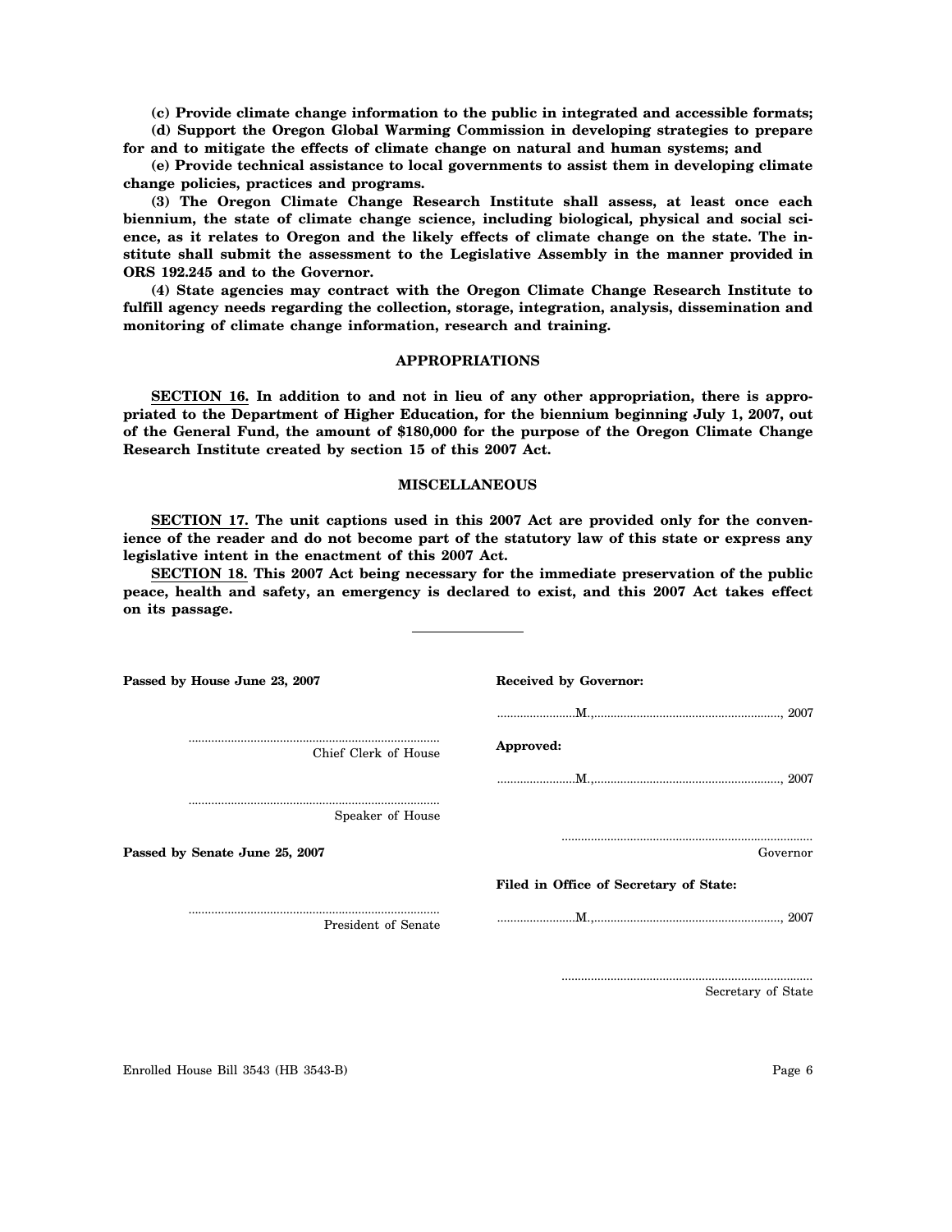**(c) Provide climate change information to the public in integrated and accessible formats;**

**(d) Support the Oregon Global Warming Commission in developing strategies to prepare for and to mitigate the effects of climate change on natural and human systems; and**

**(e) Provide technical assistance to local governments to assist them in developing climate change policies, practices and programs.**

**(3) The Oregon Climate Change Research Institute shall assess, at least once each biennium, the state of climate change science, including biological, physical and social science, as it relates to Oregon and the likely effects of climate change on the state. The institute shall submit the assessment to the Legislative Assembly in the manner provided in ORS 192.245 and to the Governor.**

**(4) State agencies may contract with the Oregon Climate Change Research Institute to fulfill agency needs regarding the collection, storage, integration, analysis, dissemination and monitoring of climate change information, research and training.**

### APPROPRIATIONS

**SECTION 16. In addition to and not in lieu of any other appropriation, there is appropriated to the Department of Higher Education, for the biennium beginning July 1, 2007, out of the General Fund, the amount of $180,000 for the purpose of the Oregon Climate Change Research Institute created by section 15 of this 2007 Act.**

### MISCELLANEOUS

**SECTION 17. The unit captions used in this 2007 Act are provided only for the convenience of the reader and do not become part of the statutory law of this state or express any legislative intent in the enactment of this 2007 Act.**

**SECTION 18. This 2007 Act being necessary for the immediate preservation of the public peace, health and safety, an emergency is declared to exist, and this 2007 Act takes effect on its passage.**

---

**Passed by House June 23, 2007**

............................................................................
Chief Clerk of House

............................................................................
Speaker of House

**Passed by Senate June 25, 2007**

............................................................................
President of Senate

**Received by Governor:**

........................M.,........................................................., 2007

**Approved:**

........................M.,........................................................., 2007

............................................................................
Governor

**Filed in Office of Secretary of State:**

........................M.,........................................................., 2007

............................................................................
Secretary of State

Enrolled House Bill 3543 (HB 3543-B)